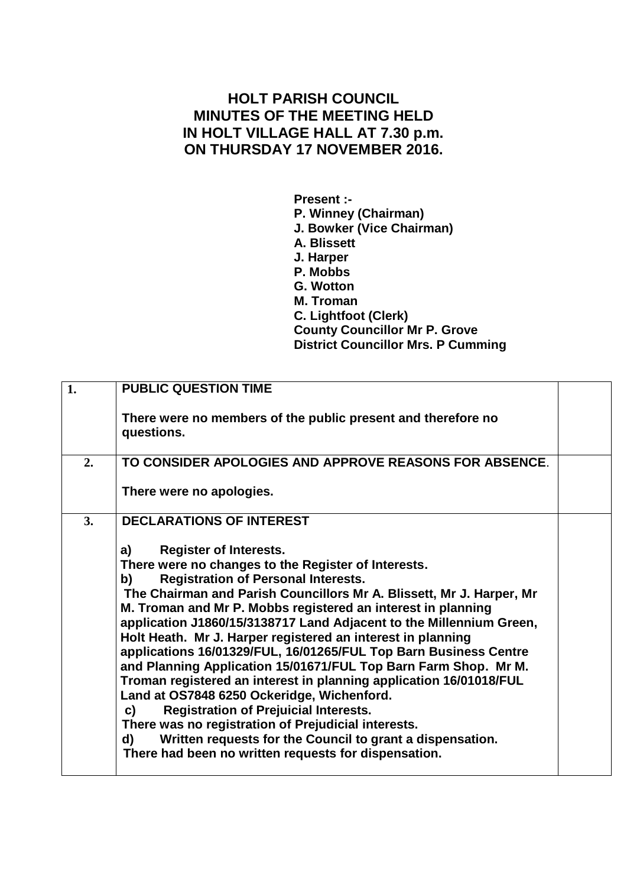# HOLT PARISH COUNCIL
# MINUTES OF THE MEETING HELD
# IN HOLT VILLAGE HALL AT 7.30 p.m.
# ON THURSDAY 17 NOVEMBER 2016.

**Present :-**
**P. Winney (Chairman)**
**J. Bowker (Vice Chairman)**
**A. Blissett**
**J. Harper**
**P. Mobbs**
**G. Wotton**
**M. Troman**
**C. Lightfoot (Clerk)**
**County Councillor Mr P. Grove**
**District Councillor Mrs. P Cumming**

| | | |
|---|---|---|
| **1.** | **PUBLIC QUESTION TIME**<br><br>**There were no members of the public present and therefore no questions.** | |
| **2.** | **TO CONSIDER APOLOGIES AND APPROVE REASONS FOR ABSENCE.**<br><br>**There were no apologies.** | |
| **3.** | **DECLARATIONS OF INTEREST**<br><br>**a) Register of Interests.**<br>**There were no changes to the Register of Interests.**<br>**b) Registration of Personal Interests.**<br>**The Chairman and Parish Councillors Mr A. Blissett, Mr J. Harper, Mr M. Troman and Mr P. Mobbs registered an interest in planning application J1860/15/3138717 Land Adjacent to the Millennium Green, Holt Heath. Mr J. Harper registered an interest in planning applications 16/01329/FUL, 16/01265/FUL Top Barn Business Centre and Planning Application 15/01671/FUL Top Barn Farm Shop. Mr M. Troman registered an interest in planning application 16/01018/FUL Land at OS7848 6250 Ockeridge, Wichenford.**<br>**c) Registration of Prejuicial Interests.**<br>**There was no registration of Prejudicial interests.**<br>**d) Written requests for the Council to grant a dispensation.**<br>**There had been no written requests for dispensation.** | |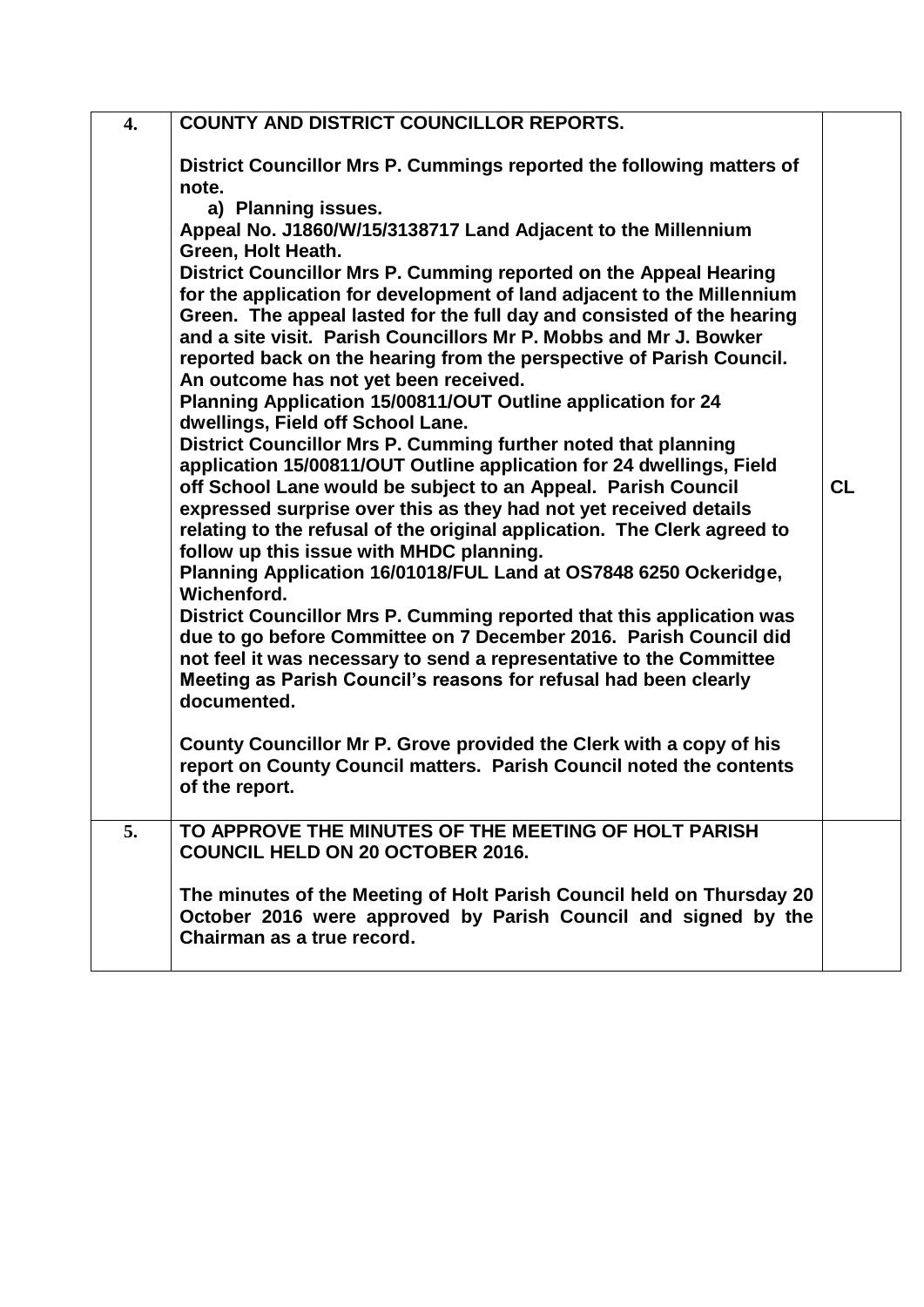| | | |
|---|---|---|
| **4.** | **COUNTY AND DISTRICT COUNCILLOR REPORTS.**<br><br>**District Councillor Mrs P. Cummings reported the following matters of note.**<br>**a) Planning issues.**<br>**Appeal No. J1860/W/15/3138717 Land Adjacent to the Millennium Green, Holt Heath.**<br>**District Councillor Mrs P. Cumming reported on the Appeal Hearing for the application for development of land adjacent to the Millennium Green. The appeal lasted for the full day and consisted of the hearing and a site visit. Parish Councillors Mr P. Mobbs and Mr J. Bowker reported back on the hearing from the perspective of Parish Council. An outcome has not yet been received.**<br>**Planning Application 15/00811/OUT Outline application for 24 dwellings, Field off School Lane.**<br>**District Councillor Mrs P. Cumming further noted that planning application 15/00811/OUT Outline application for 24 dwellings, Field off School Lane would be subject to an Appeal. Parish Council expressed surprise over this as they had not yet received details relating to the refusal of the original application. The Clerk agreed to follow up this issue with MHDC planning.**<br>**Planning Application 16/01018/FUL Land at OS7848 6250 Ockeridge, Wichenford.**<br>**District Councillor Mrs P. Cumming reported that this application was due to go before Committee on 7 December 2016. Parish Council did not feel it was necessary to send a representative to the Committee Meeting as Parish Council's reasons for refusal had been clearly documented.**<br><br>**County Councillor Mr P. Grove provided the Clerk with a copy of his report on County Council matters. Parish Council noted the contents of the report.** | **CL** |
| **5.** | **TO APPROVE THE MINUTES OF THE MEETING OF HOLT PARISH COUNCIL HELD ON 20 OCTOBER 2016.**<br><br>**The minutes of the Meeting of Holt Parish Council held on Thursday 20 October 2016 were approved by Parish Council and signed by the Chairman as a true record.** | |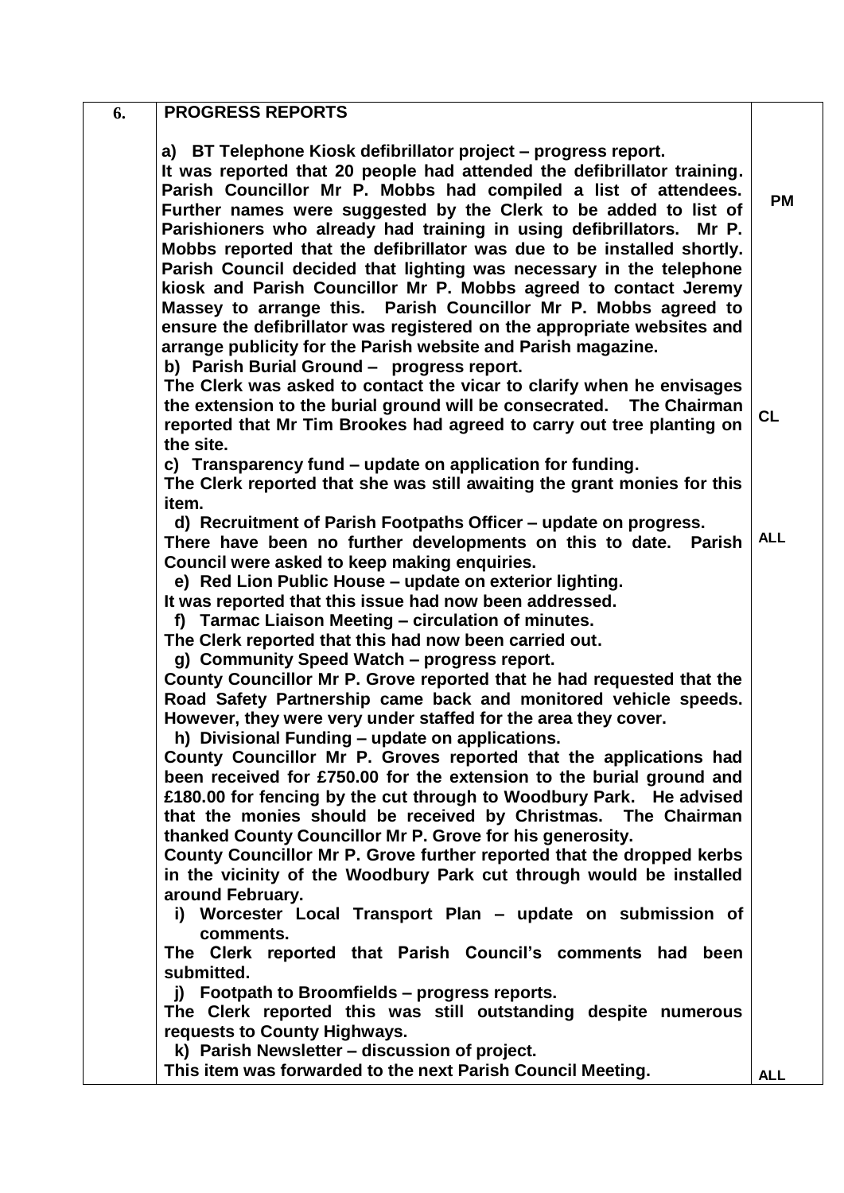| 6. | **PROGRESS REPORTS** | |
|---|---|---|
| | **a) BT Telephone Kiosk defibrillator project – progress report.**<br>**It was reported that 20 people had attended the defibrillator training. Parish Councillor Mr P. Mobbs had compiled a list of attendees. Further names were suggested by the Clerk to be added to list of Parishioners who already had training in using defibrillators. Mr P. Mobbs reported that the defibrillator was due to be installed shortly. Parish Council decided that lighting was necessary in the telephone kiosk and Parish Councillor Mr P. Mobbs agreed to contact Jeremy Massey to arrange this. Parish Councillor Mr P. Mobbs agreed to ensure the defibrillator was registered on the appropriate websites and arrange publicity for the Parish website and Parish magazine.** | **PM** |
| | **b) Parish Burial Ground – progress report.**<br>**The Clerk was asked to contact the vicar to clarify when he envisages the extension to the burial ground will be consecrated. The Chairman reported that Mr Tim Brookes had agreed to carry out tree planting on the site.** | **CL** |
| | **c) Transparency fund – update on application for funding.**<br>**The Clerk reported that she was still awaiting the grant monies for this item.** | |
| | **d) Recruitment of Parish Footpaths Officer – update on progress.**<br>**There have been no further developments on this to date. Parish Council were asked to keep making enquiries.** | **ALL** |
| | **e) Red Lion Public House – update on exterior lighting.**<br>**It was reported that this issue had now been addressed.** | |
| | **f) Tarmac Liaison Meeting – circulation of minutes.**<br>**The Clerk reported that this had now been carried out.** | |
| | **g) Community Speed Watch – progress report.**<br>**County Councillor Mr P. Grove reported that he had requested that the Road Safety Partnership came back and monitored vehicle speeds. However, they were very under staffed for the area they cover.** | |
| | **h) Divisional Funding – update on applications.**<br>**County Councillor Mr P. Groves reported that the applications had been received for £750.00 for the extension to the burial ground and £180.00 for fencing by the cut through to Woodbury Park. He advised that the monies should be received by Christmas. The Chairman thanked County Councillor Mr P. Grove for his generosity.**<br>**County Councillor Mr P. Grove further reported that the dropped kerbs in the vicinity of the Woodbury Park cut through would be installed around February.** | |
| | **i) Worcester Local Transport Plan – update on submission of comments.**<br>**The Clerk reported that Parish Council's comments had been submitted.** | |
| | **j) Footpath to Broomfields – progress reports.**<br>**The Clerk reported this was still outstanding despite numerous requests to County Highways.** | |
| | **k) Parish Newsletter – discussion of project.**<br>**This item was forwarded to the next Parish Council Meeting.** | **ALL** |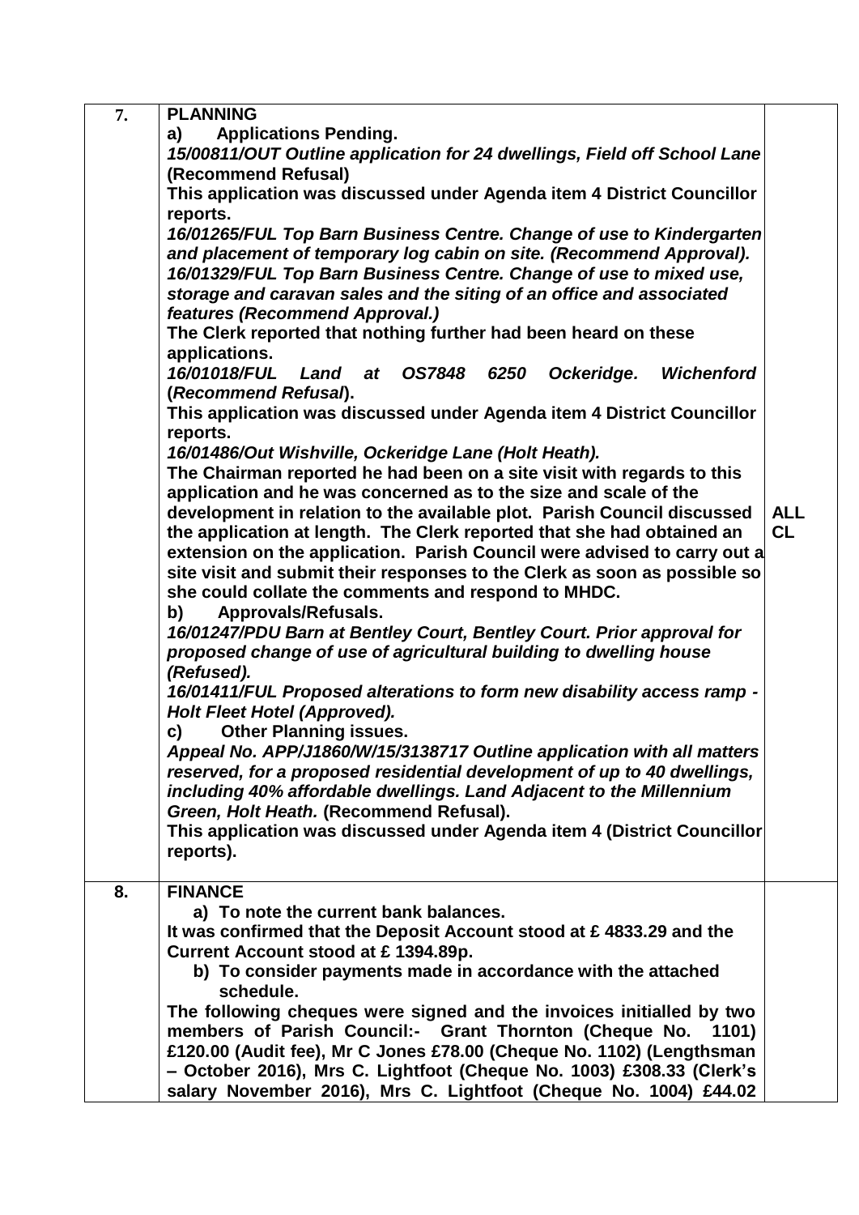| | | |
|---|---|---|
| 7. | **PLANNING**<br>**a) Applications Pending.**<br>***15/00811/OUT Outline application for 24 dwellings, Field off School Lane*** **(Recommend Refusal)**<br>**This application was discussed under Agenda item 4 District Councillor reports.**<br>***16/01265/FUL Top Barn Business Centre. Change of use to Kindergarten and placement of temporary log cabin on site. (Recommend Approval).***<br>***16/01329/FUL Top Barn Business Centre. Change of use to mixed use, storage and caravan sales and the siting of an office and associated features (Recommend Approval.)***<br>**The Clerk reported that nothing further had been heard on these applications.**<br>***16/01018/FUL Land at OS7848 6250 Ockeridge. Wichenford*** **(*Recommend Refusal*).**<br>**This application was discussed under Agenda item 4 District Councillor reports.**<br>***16/01486/Out Wishville, Ockeridge Lane (Holt Heath).***<br>**The Chairman reported he had been on a site visit with regards to this application and he was concerned as to the size and scale of the development in relation to the available plot. Parish Council discussed the application at length. The Clerk reported that she had obtained an extension on the application. Parish Council were advised to carry out a site visit and submit their responses to the Clerk as soon as possible so she could collate the comments and respond to MHDC.**<br>**b) Approvals/Refusals.**<br>***16/01247/PDU Barn at Bentley Court, Bentley Court. Prior approval for proposed change of use of agricultural building to dwelling house (Refused).***<br>***16/01411/FUL Proposed alterations to form new disability access ramp - Holt Fleet Hotel (Approved).***<br>**c) Other Planning issues.**<br>***Appeal No. APP/J1860/W/15/3138717 Outline application with all matters reserved, for a proposed residential development of up to 40 dwellings, including 40% affordable dwellings. Land Adjacent to the Millennium Green, Holt Heath.*** **(Recommend Refusal).**<br>**This application was discussed under Agenda item 4 (District Councillor reports).** | **ALL CL** |
| 8. | **FINANCE**<br>**a) To note the current bank balances.**<br>**It was confirmed that the Deposit Account stood at £ 4833.29 and the Current Account stood at £ 1394.89p.**<br>**b) To consider payments made in accordance with the attached schedule.**<br>**The following cheques were signed and the invoices initialled by two members of Parish Council:- Grant Thornton (Cheque No. 1101) £120.00 (Audit fee), Mr C Jones £78.00 (Cheque No. 1102) (Lengthsman – October 2016), Mrs C. Lightfoot (Cheque No. 1003) £308.33 (Clerk's salary November 2016), Mrs C. Lightfoot (Cheque No. 1004) £44.02** | |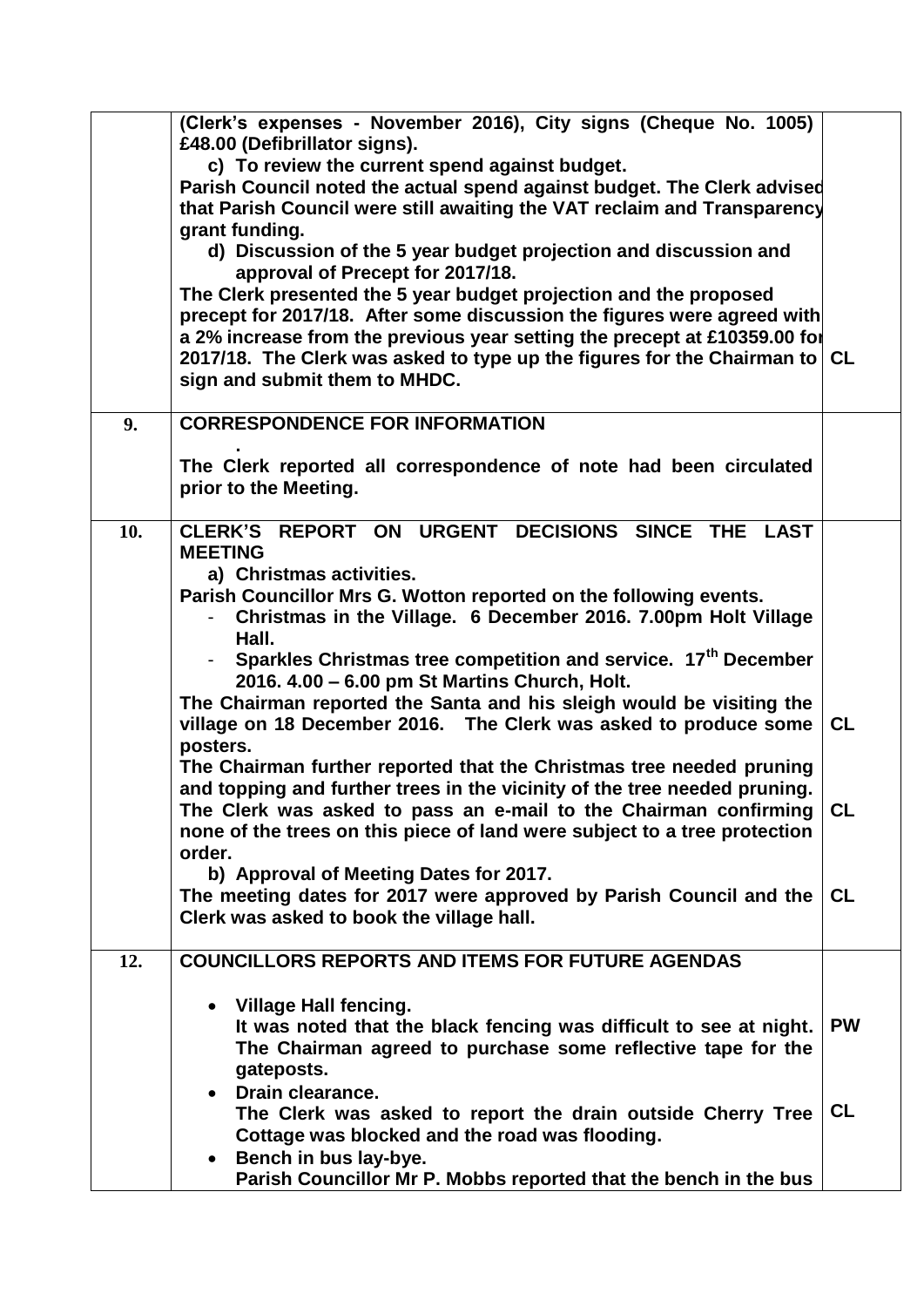| | | |
|---|---|---|
| | **(Clerk's expenses - November 2016), City signs (Cheque No. 1005) £48.00 (Defibrillator signs).**<br>**c) To review the current spend against budget.**<br>**Parish Council noted the actual spend against budget. The Clerk advised that Parish Council were still awaiting the VAT reclaim and Transparency grant funding.**<br>**d) Discussion of the 5 year budget projection and discussion and approval of Precept for 2017/18.**<br>**The Clerk presented the 5 year budget projection and the proposed precept for 2017/18. After some discussion the figures were agreed with a 2% increase from the previous year setting the precept at £10359.00 for 2017/18. The Clerk was asked to type up the figures for the Chairman to sign and submit them to MHDC.** | **CL** |
| **9.** | **CORRESPONDENCE FOR INFORMATION**<br>**.**<br>**The Clerk reported all correspondence of note had been circulated prior to the Meeting.** | |
| **10.** | **CLERK'S REPORT ON URGENT DECISIONS SINCE THE LAST MEETING**<br>**a) Christmas activities.**<br>**Parish Councillor Mrs G. Wotton reported on the following events.**<br>**- Christmas in the Village. 6 December 2016. 7.00pm Holt Village Hall.**<br>**- Sparkles Christmas tree competition and service. 17th December 2016. 4.00 – 6.00 pm St Martins Church, Holt.**<br>**The Chairman reported the Santa and his sleigh would be visiting the village on 18 December 2016. The Clerk was asked to produce some posters.**<br>**The Chairman further reported that the Christmas tree needed pruning and topping and further trees in the vicinity of the tree needed pruning. The Clerk was asked to pass an e-mail to the Chairman confirming none of the trees on this piece of land were subject to a tree protection order.**<br>**b) Approval of Meeting Dates for 2017.**<br>**The meeting dates for 2017 were approved by Parish Council and the Clerk was asked to book the village hall.** | **CL**<br><br>**CL**<br><br>**CL** |
| **12.** | **COUNCILLORS REPORTS AND ITEMS FOR FUTURE AGENDAS**<br>• **Village Hall fencing.**<br>**It was noted that the black fencing was difficult to see at night. The Chairman agreed to purchase some reflective tape for the gateposts.**<br>• **Drain clearance.**<br>**The Clerk was asked to report the drain outside Cherry Tree Cottage was blocked and the road was flooding.**<br>• **Bench in bus lay-bye.**<br>**Parish Councillor Mr P. Mobbs reported that the bench in the bus** | **PW**<br><br>**CL** |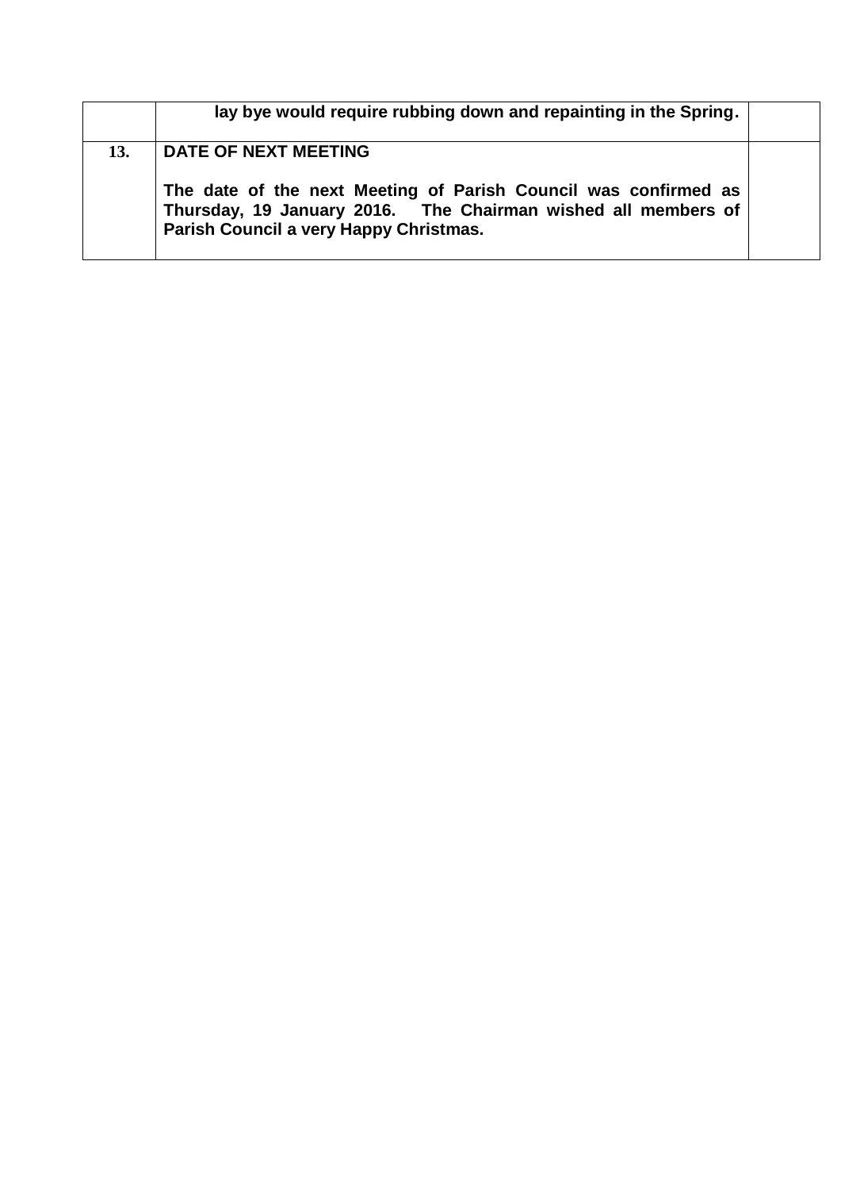| | | |
|---|---|---|
| | **lay bye would require rubbing down and repainting in the Spring.** | |
| **13.** | **DATE OF NEXT MEETING**<br><br>**The date of the next Meeting of Parish Council was confirmed as Thursday, 19 January 2016. The Chairman wished all members of Parish Council a very Happy Christmas.** | |